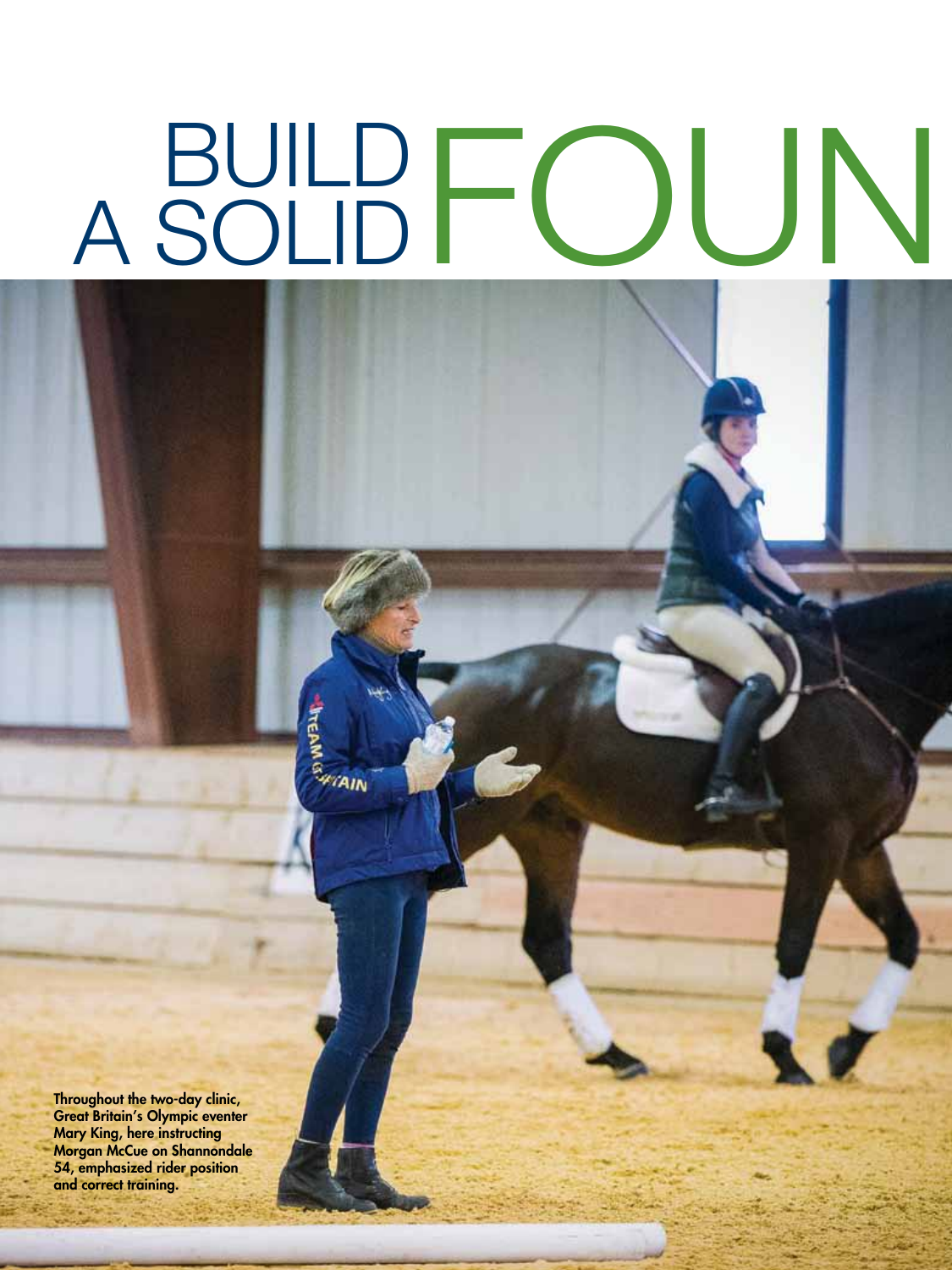# BUILD A SOLID FOUN

Throughout the two-day clinic, Great Britain's Olympic eventer Mary King, here instructing Morgan McCue on Shannondale 54, emphasized rider position and correct training.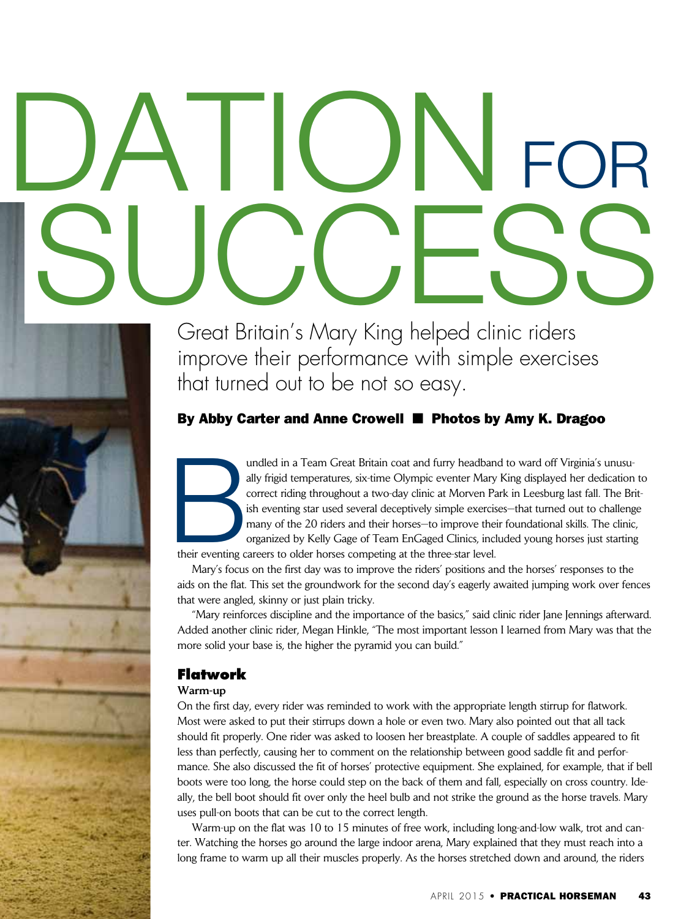# DATION FOR SUCCESS

Great Britain's Mary King helped clinic riders improve their performance with simple exercises that turned out to be not so easy.

**By Abby Carter and Anne Crowell ■ Photos by Amy K. Dragoo**

Bundled in a Team Great Britain coat and furry headband to ward off Virginia's unusually frigid temperatures, six-time Olympic eventer Mary King displayed her dedication to correct riding throughout a two-day clinic at Morven Park in Leesburg last fall. The British eventing star used several deceptively simple exercises—that turned out to challenge many of the 20 riders and their horses—to improve their foundational skills. The clinic, organized by Kelly Gage of Team EnGaged Clinics, included young horses just starting their eventing careers to older horses competing at the three-star level.

Mary's focus on the first day was to improve the riders' positions and the horses' responses to the aids on the flat. This set the groundwork for the second day's eagerly awaited jumping work over fences that were angled, skinny or just plain tricky.

"Mary reinforces discipline and the importance of the basics," said clinic rider Jane Jennings afterward. Added another clinic rider, Megan Hinkle, "The most important lesson I learned from Mary was that the more solid your base is, the higher the pyramid you can build."

## Flatwork

### Warm-up

On the first day, every rider was reminded to work with the appropriate length stirrup for flatwork. Most were asked to put their stirrups down a hole or even two. Mary also pointed out that all tack should fit properly. One rider was asked to loosen her breastplate. A couple of saddles appeared to fit less than perfectly, causing her to comment on the relationship between good saddle fit and performance. She also discussed the fit of horses' protective equipment. She explained, for example, that if bell boots were too long, the horse could step on the back of them and fall, especially on cross country. Ideally, the bell boot should fit over only the heel bulb and not strike the ground as the horse travels. Mary uses pull-on boots that can be cut to the correct length.

Warm-up on the flat was 10 to 15 minutes of free work, including long-and-low walk, trot and canter. Watching the horses go around the large indoor arena, Mary explained that they must reach into a long frame to warm up all their muscles properly. As the horses stretched down and around, the riders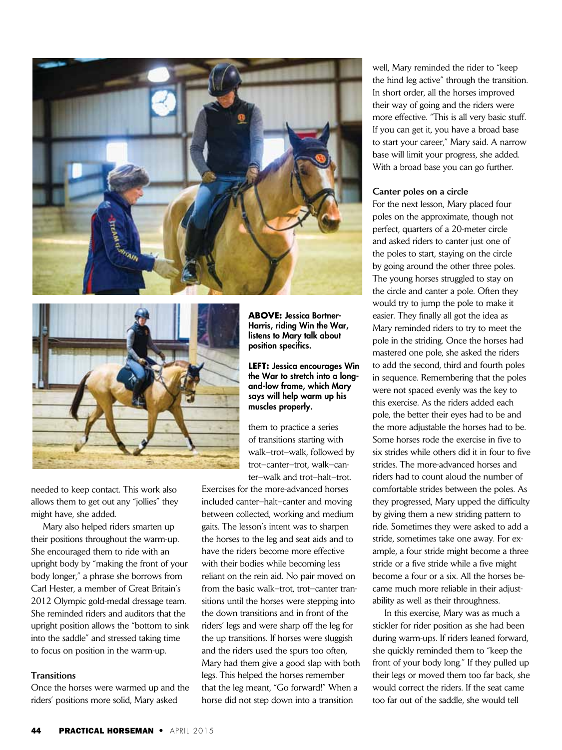**ABOVE:** Jessica Bortner-Harris, riding Win the War, listens to Mary talk about position specifics.

**LEFT:** Jessica encourages Win the War to stretch into a long-and-low frame, which Mary says will help warm up his muscles properly.

needed to keep contact. This work also allows them to get out any "jollies" they might have, she added.

Mary also helped riders smarten up their positions throughout the warm-up. She encouraged them to ride with an upright body by "making the front of your body longer," a phrase she borrows from Carl Hester, a member of Great Britain's 2012 Olympic gold-medal dressage team. She reminded riders and auditors that the upright position allows the "bottom to sink into the saddle" and stressed taking time to focus on position in the warm-up.

### Transitions

Once the horses were warmed up and the riders' positions more solid, Mary asked them to practice a series of transitions starting with walk–trot–walk, followed by trot–canter–trot, walk–canter–walk and trot–halt–trot. Exercises for the more-advanced horses included canter–halt–canter and moving between collected, working and medium gaits. The lesson's intent was to sharpen the horses to the leg and seat aids and to have the riders become more effective with their bodies while becoming less reliant on the rein aid. No pair moved on from the basic walk–trot, trot–canter transitions until the horses were stepping into the down transitions and in front of the riders' legs and were sharp off the leg for the up transitions. If horses were sluggish and the riders used the spurs too often, Mary had them give a good slap with both legs. This helped the horses remember that the leg meant, "Go forward!" When a horse did not step down into a transition well, Mary reminded the rider to "keep the hind leg active" through the transition. In short order, all the horses improved their way of going and the riders were more effective. "This is all very basic stuff. If you can get it, you have a broad base to start your career," Mary said. A narrow base will limit your progress, she added. With a broad base you can go further.

### Canter poles on a circle

For the next lesson, Mary placed four poles on the approximate, though not perfect, quarters of a 20-meter circle and asked riders to canter just one of the poles to start, staying on the circle by going around the other three poles. The young horses struggled to stay on the circle and canter a pole. Often they would try to jump the pole to make it easier. They finally all got the idea as Mary reminded riders to try to meet the pole in the striding. Once the horses had mastered one pole, she asked the riders to add the second, third and fourth poles in sequence. Remembering that the poles were not spaced evenly was the key to this exercise. As the riders added each pole, the better their eyes had to be and the more adjustable the horses had to be. Some horses rode the exercise in five to six strides while others did it in four to five strides. The more-advanced horses and riders had to count aloud the number of comfortable strides between the poles. As they progressed, Mary upped the difficulty by giving them a new striding pattern to ride. Sometimes they were asked to add a stride, sometimes take one away. For example, a four stride might become a three stride or a five stride while a five might become a four or a six. All the horses became much more reliable in their adjustability as well as their throughness.

In this exercise, Mary was as much a stickler for rider position as she had been during warm-ups. If riders leaned forward, she quickly reminded them to "keep the front of your body long." If they pulled up their legs or moved them too far back, she would correct the riders. If the seat came too far out of the saddle, she would tell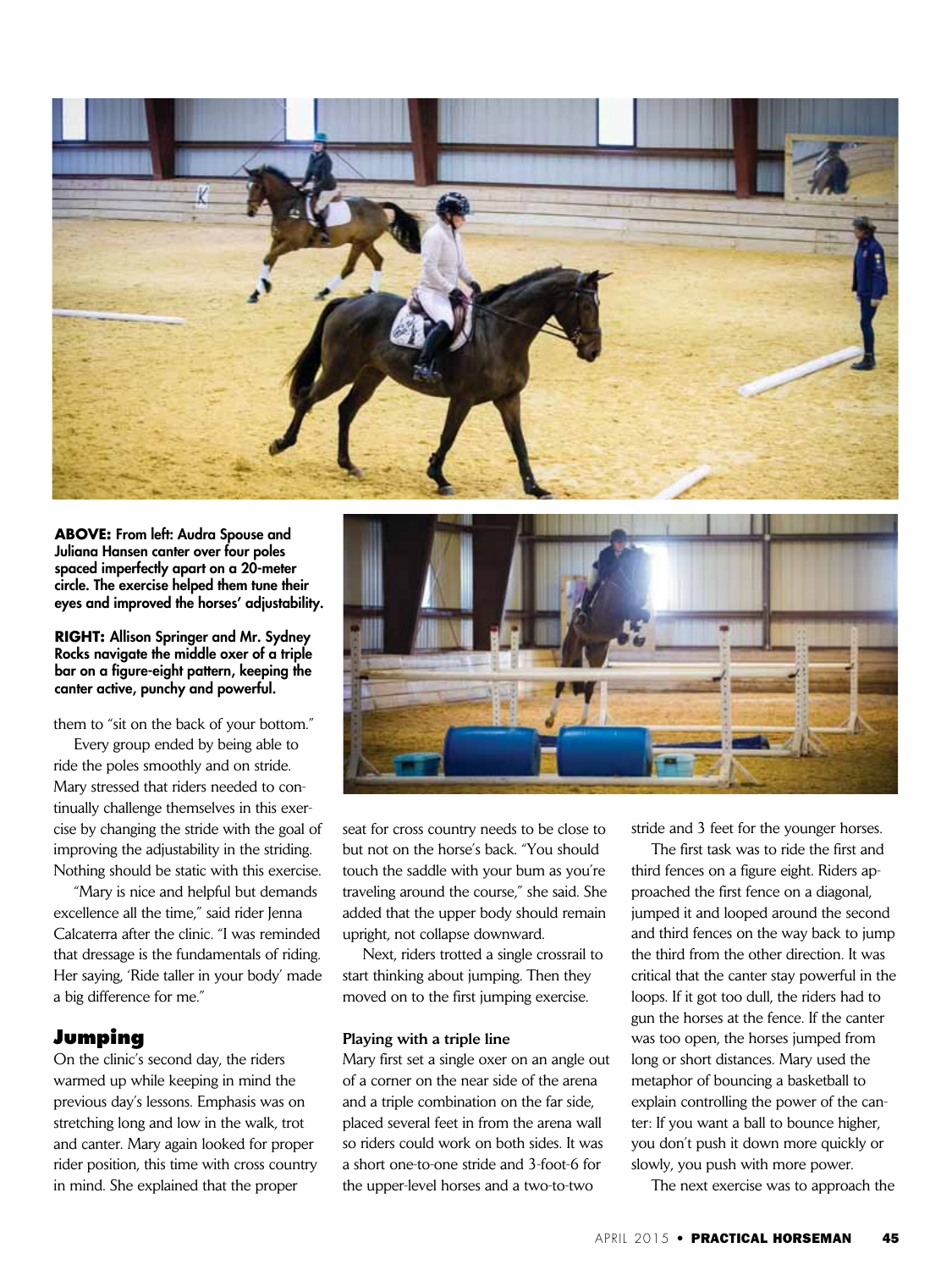**ABOVE:** From left: Audra Spouse and Juliana Hansen canter over four poles spaced imperfectly apart on a 20-meter circle. The exercise helped them tune their eyes and improved the horses' adjustability.

**RIGHT:** Allison Springer and Mr. Sydney Rocks navigate the middle oxer of a triple bar on a figure-eight pattern, keeping the canter active, punchy and powerful.

them to "sit on the back of your bottom."

Every group ended by being able to ride the poles smoothly and on stride. Mary stressed that riders needed to continually challenge themselves in this exercise by changing the stride with the goal of improving the adjustability in the striding. Nothing should be static with this exercise.

"Mary is nice and helpful but demands excellence all the time," said rider Jenna Calcaterra after the clinic. "I was reminded that dressage is the fundamentals of riding. Her saying, 'Ride taller in your body' made a big difference for me."

## Jumping

On the clinic's second day, the riders warmed up while keeping in mind the previous day's lessons. Emphasis was on stretching long and low in the walk, trot and canter. Mary again looked for proper rider position, this time with cross country in mind. She explained that the proper seat for cross country needs to be close to but not on the horse's back. "You should touch the saddle with your bum as you're traveling around the course," she said. She added that the upper body should remain upright, not collapse downward.

Next, riders trotted a single crossrail to start thinking about jumping. Then they moved on to the first jumping exercise.

### Playing with a triple line

Mary first set a single oxer on an angle out of a corner on the near side of the arena and a triple combination on the far side, placed several feet in from the arena wall so riders could work on both sides. It was a short one-to-one stride and 3-foot-6 for the upper-level horses and a two-to-two stride and 3 feet for the younger horses.

The first task was to ride the first and third fences on a figure eight. Riders approached the first fence on a diagonal, jumped it and looped around the second and third fences on the way back to jump the third from the other direction. It was critical that the canter stay powerful in the loops. If it got too dull, the riders had to gun the horses at the fence. If the canter was too open, the horses jumped from long or short distances. Mary used the metaphor of bouncing a basketball to explain controlling the power of the canter: If you want a ball to bounce higher, you don't push it down more quickly or slowly, you push with more power.

The next exercise was to approach the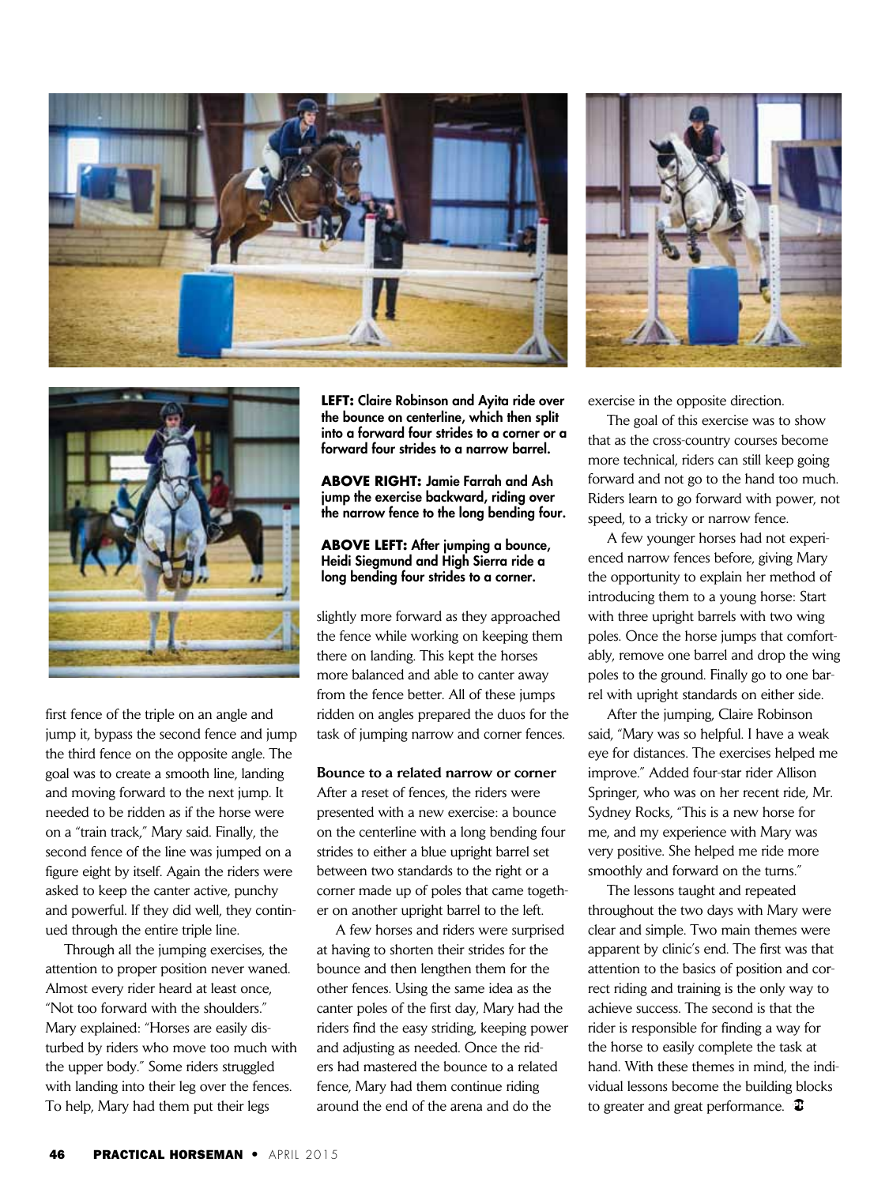**LEFT:** Claire Robinson and Ayita ride over the bounce on centerline, which then split into a forward four strides to a corner or a forward four strides to a narrow barrel.

**ABOVE RIGHT:** Jamie Farrah and Ash jump the exercise backward, riding over the narrow fence to the long bending four.

**ABOVE LEFT:** After jumping a bounce, Heidi Siegmund and High Sierra ride a long bending four strides to a corner.

first fence of the triple on an angle and jump it, bypass the second fence and jump the third fence on the opposite angle. The goal was to create a smooth line, landing and moving forward to the next jump. It needed to be ridden as if the horse were on a "train track," Mary said. Finally, the second fence of the line was jumped on a figure eight by itself. Again the riders were asked to keep the canter active, punchy and powerful. If they did well, they continued through the entire triple line.

Through all the jumping exercises, the attention to proper position never waned. Almost every rider heard at least once, "Not too forward with the shoulders." Mary explained: "Horses are easily disturbed by riders who move too much with the upper body." Some riders struggled with landing into their leg over the fences. To help, Mary had them put their legs slightly more forward as they approached the fence while working on keeping them there on landing. This kept the horses more balanced and able to canter away from the fence better. All of these jumps ridden on angles prepared the duos for the task of jumping narrow and corner fences.

### Bounce to a related narrow or corner

After a reset of fences, the riders were presented with a new exercise: a bounce on the centerline with a long bending four strides to either a blue upright barrel set between two standards to the right or a corner made up of poles that came together on another upright barrel to the left.

A few horses and riders were surprised at having to shorten their strides for the bounce and then lengthen them for the other fences. Using the same idea as the canter poles of the first day, Mary had the riders find the easy striding, keeping power and adjusting as needed. Once the riders had mastered the bounce to a related fence, Mary had them continue riding around the end of the arena and do the exercise in the opposite direction.

The goal of this exercise was to show that as the cross-country courses become more technical, riders can still keep going forward and not go to the hand too much. Riders learn to go forward with power, not speed, to a tricky or narrow fence.

A few younger horses had not experienced narrow fences before, giving Mary the opportunity to explain her method of introducing them to a young horse: Start with three upright barrels with two wing poles. Once the horse jumps that comfortably, remove one barrel and drop the wing poles to the ground. Finally go to one barrel with upright standards on either side.

After the jumping, Claire Robinson said, "Mary was so helpful. I have a weak eye for distances. The exercises helped me improve." Added four-star rider Allison Springer, who was on her recent ride, Mr. Sydney Rocks, "This is a new horse for me, and my experience with Mary was very positive. She helped me ride more smoothly and forward on the turns."

The lessons taught and repeated throughout the two days with Mary were clear and simple. Two main themes were apparent by clinic's end. The first was that attention to the basics of position and correct riding and training is the only way to achieve success. The second is that the rider is responsible for finding a way for the horse to easily complete the task at hand. With these themes in mind, the individual lessons become the building blocks to greater and great performance.